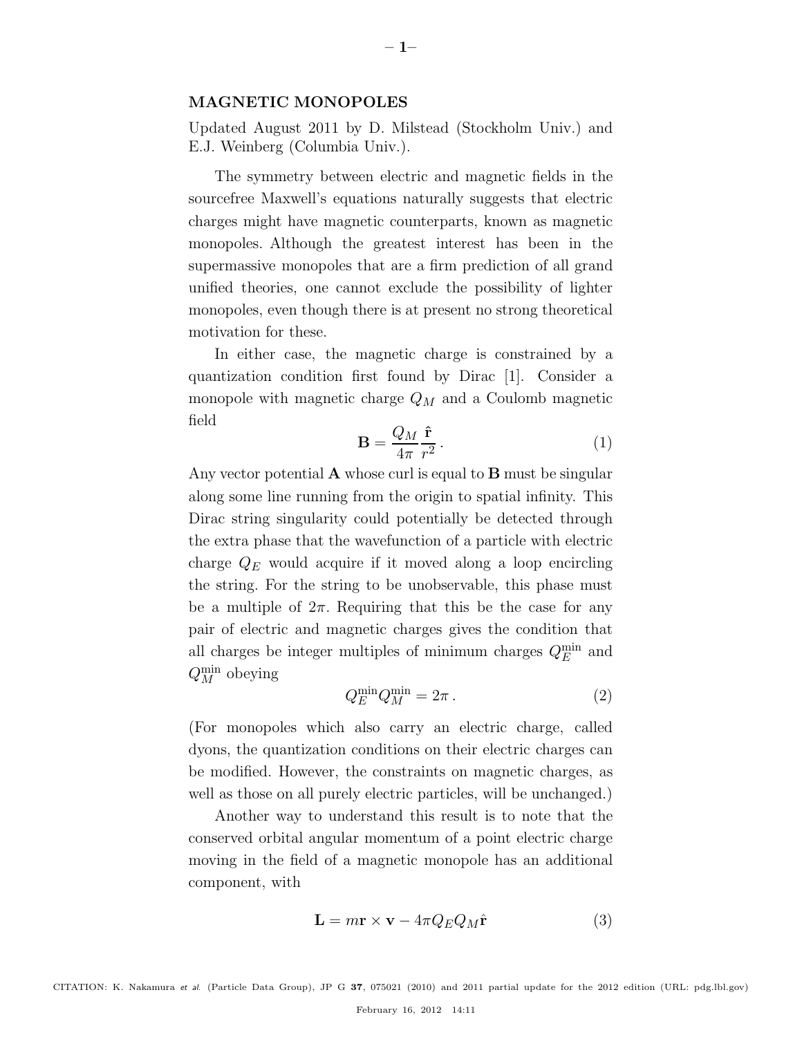## MAGNETIC MONOPOLES

Updated August 2011 by D. Milstead (Stockholm Univ.) and E.J. Weinberg (Columbia Univ.).

The symmetry between electric and magnetic fields in the sourcefree Maxwell's equations naturally suggests that electric charges might have magnetic counterparts, known as magnetic monopoles. Although the greatest interest has been in the supermassive monopoles that are a firm prediction of all grand unified theories, one cannot exclude the possibility of lighter monopoles, even though there is at present no strong theoretical motivation for these.

In either case, the magnetic charge is constrained by a quantization condition first found by Dirac [1]. Consider a monopole with magnetic charge $Q_M$ and a Coulomb magnetic field

$$\mathbf{B} = \frac{Q_M}{4\pi}\frac{\hat{\mathbf{r}}}{r^2}\,. \tag{1}$$

Any vector potential $\mathbf{A}$ whose curl is equal to $\mathbf{B}$ must be singular along some line running from the origin to spatial infinity. This Dirac string singularity could potentially be detected through the extra phase that the wavefunction of a particle with electric charge $Q_E$ would acquire if it moved along a loop encircling the string. For the string to be unobservable, this phase must be a multiple of $2\pi$. Requiring that this be the case for any pair of electric and magnetic charges gives the condition that all charges be integer multiples of minimum charges $Q_E^{\rm min}$ and $Q_M^{\rm min}$ obeying

$$Q_E^{\rm min} Q_M^{\rm min} = 2\pi\,. \tag{2}$$

(For monopoles which also carry an electric charge, called dyons, the quantization conditions on their electric charges can be modified. However, the constraints on magnetic charges, as well as those on all purely electric particles, will be unchanged.)

Another way to understand this result is to note that the conserved orbital angular momentum of a point electric charge moving in the field of a magnetic monopole has an additional component, with

$$\mathbf{L} = m\mathbf{r}\times\mathbf{v} - 4\pi Q_E Q_M \hat{\mathbf{r}} \tag{3}$$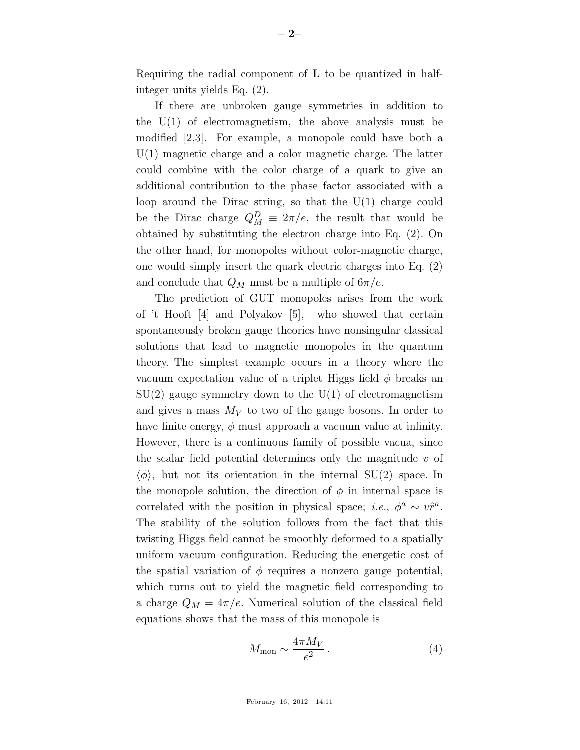Requiring the radial component of $\mathbf{L}$ to be quantized in half-integer units yields Eq. (2).

If there are unbroken gauge symmetries in addition to the U(1) of electromagnetism, the above analysis must be modified [2,3]. For example, a monopole could have both a U(1) magnetic charge and a color magnetic charge. The latter could combine with the color charge of a quark to give an additional contribution to the phase factor associated with a loop around the Dirac string, so that the U(1) charge could be the Dirac charge $Q_M^D \equiv 2\pi/e$, the result that would be obtained by substituting the electron charge into Eq. (2). On the other hand, for monopoles without color-magnetic charge, one would simply insert the quark electric charges into Eq. (2) and conclude that $Q_M$ must be a multiple of $6\pi/e$.

The prediction of GUT monopoles arises from the work of 't Hooft [4] and Polyakov [5], who showed that certain spontaneously broken gauge theories have nonsingular classical solutions that lead to magnetic monopoles in the quantum theory. The simplest example occurs in a theory where the vacuum expectation value of a triplet Higgs field $\phi$ breaks an SU(2) gauge symmetry down to the U(1) of electromagnetism and gives a mass $M_V$ to two of the gauge bosons. In order to have finite energy, $\phi$ must approach a vacuum value at infinity. However, there is a continuous family of possible vacua, since the scalar field potential determines only the magnitude $v$ of $\langle\phi\rangle$, but not its orientation in the internal SU(2) space. In the monopole solution, the direction of $\phi$ in internal space is correlated with the position in physical space; *i.e.*, $\phi^a \sim v\hat{r}^a$. The stability of the solution follows from the fact that this twisting Higgs field cannot be smoothly deformed to a spatially uniform vacuum configuration. Reducing the energetic cost of the spatial variation of $\phi$ requires a nonzero gauge potential, which turns out to yield the magnetic field corresponding to a charge $Q_M = 4\pi/e$. Numerical solution of the classical field equations shows that the mass of this monopole is

$$M_{\text{mon}} \sim \frac{4\pi M_V}{e^2}\,. \tag{4}$$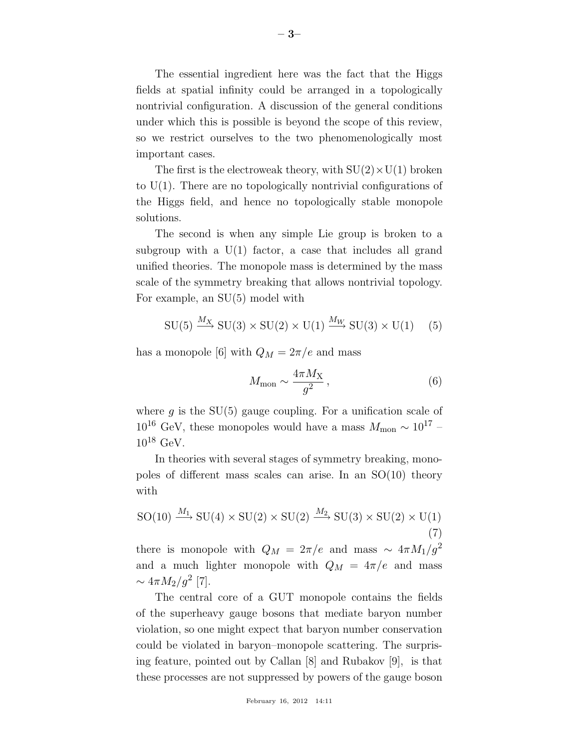The essential ingredient here was the fact that the Higgs fields at spatial infinity could be arranged in a topologically nontrivial configuration. A discussion of the general conditions under which this is possible is beyond the scope of this review, so we restrict ourselves to the two phenomenologically most important cases.

The first is the electroweak theory, with $\mathrm{SU}(2)\times\mathrm{U}(1)$ broken to $\mathrm{U}(1)$. There are no topologically nontrivial configurations of the Higgs field, and hence no topologically stable monopole solutions.

The second is when any simple Lie group is broken to a subgroup with a $\mathrm{U}(1)$ factor, a case that includes all grand unified theories. The monopole mass is determined by the mass scale of the symmetry breaking that allows nontrivial topology. For example, an $\mathrm{SU}(5)$ model with

$$\mathrm{SU}(5) \xrightarrow{M_X} \mathrm{SU}(3) \times \mathrm{SU}(2) \times \mathrm{U}(1) \xrightarrow{M_W} \mathrm{SU}(3) \times \mathrm{U}(1) \quad (5)$$

has a monopole [6] with $Q_M = 2\pi/e$ and mass

$$M_{\mathrm{mon}} \sim \frac{4\pi M_{\mathrm{X}}}{g^2}\,, \quad (6)$$

where $g$ is the $\mathrm{SU}(5)$ gauge coupling. For a unification scale of $10^{16}$ GeV, these monopoles would have a mass $M_{\mathrm{mon}} \sim 10^{17}$ – $10^{18}$ GeV.

In theories with several stages of symmetry breaking, monopoles of different mass scales can arise. In an $\mathrm{SO}(10)$ theory with

$$\mathrm{SO}(10) \xrightarrow{M_1} \mathrm{SU}(4) \times \mathrm{SU}(2) \times \mathrm{SU}(2) \xrightarrow{M_2} \mathrm{SU}(3) \times \mathrm{SU}(2) \times \mathrm{U}(1) \quad (7)$$

there is monopole with $Q_M = 2\pi/e$ and mass $\sim 4\pi M_1/g^2$ and a much lighter monopole with $Q_M = 4\pi/e$ and mass $\sim 4\pi M_2/g^2$ [7].

The central core of a GUT monopole contains the fields of the superheavy gauge bosons that mediate baryon number violation, so one might expect that baryon number conservation could be violated in baryon–monopole scattering. The surprising feature, pointed out by Callan [8] and Rubakov [9], is that these processes are not suppressed by powers of the gauge boson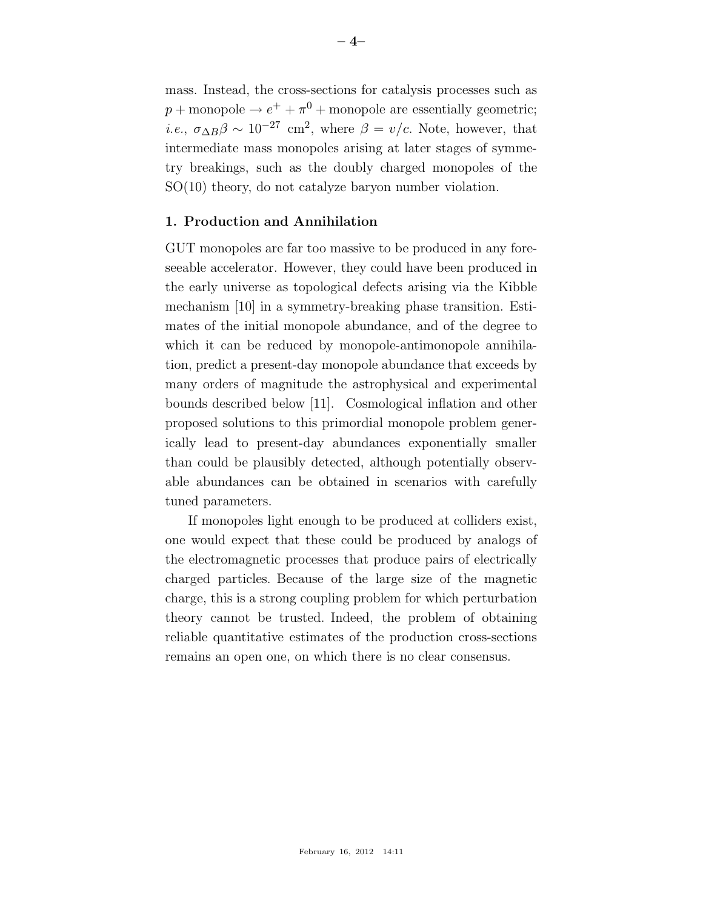mass. Instead, the cross-sections for catalysis processes such as $p + \text{monopole} \rightarrow e^+ + \pi^0 + \text{monopole}$ are essentially geometric; *i.e.*, $\sigma_{\Delta B}\beta \sim 10^{-27}$ cm$^2$, where $\beta = v/c$. Note, however, that intermediate mass monopoles arising at later stages of symmetry breakings, such as the doubly charged monopoles of the SO(10) theory, do not catalyze baryon number violation.

## 1. Production and Annihilation

GUT monopoles are far too massive to be produced in any foreseeable accelerator. However, they could have been produced in the early universe as topological defects arising via the Kibble mechanism [10] in a symmetry-breaking phase transition. Estimates of the initial monopole abundance, and of the degree to which it can be reduced by monopole-antimonopole annihilation, predict a present-day monopole abundance that exceeds by many orders of magnitude the astrophysical and experimental bounds described below [11]. Cosmological inflation and other proposed solutions to this primordial monopole problem generically lead to present-day abundances exponentially smaller than could be plausibly detected, although potentially observable abundances can be obtained in scenarios with carefully tuned parameters.

If monopoles light enough to be produced at colliders exist, one would expect that these could be produced by analogs of the electromagnetic processes that produce pairs of electrically charged particles. Because of the large size of the magnetic charge, this is a strong coupling problem for which perturbation theory cannot be trusted. Indeed, the problem of obtaining reliable quantitative estimates of the production cross-sections remains an open one, on which there is no clear consensus.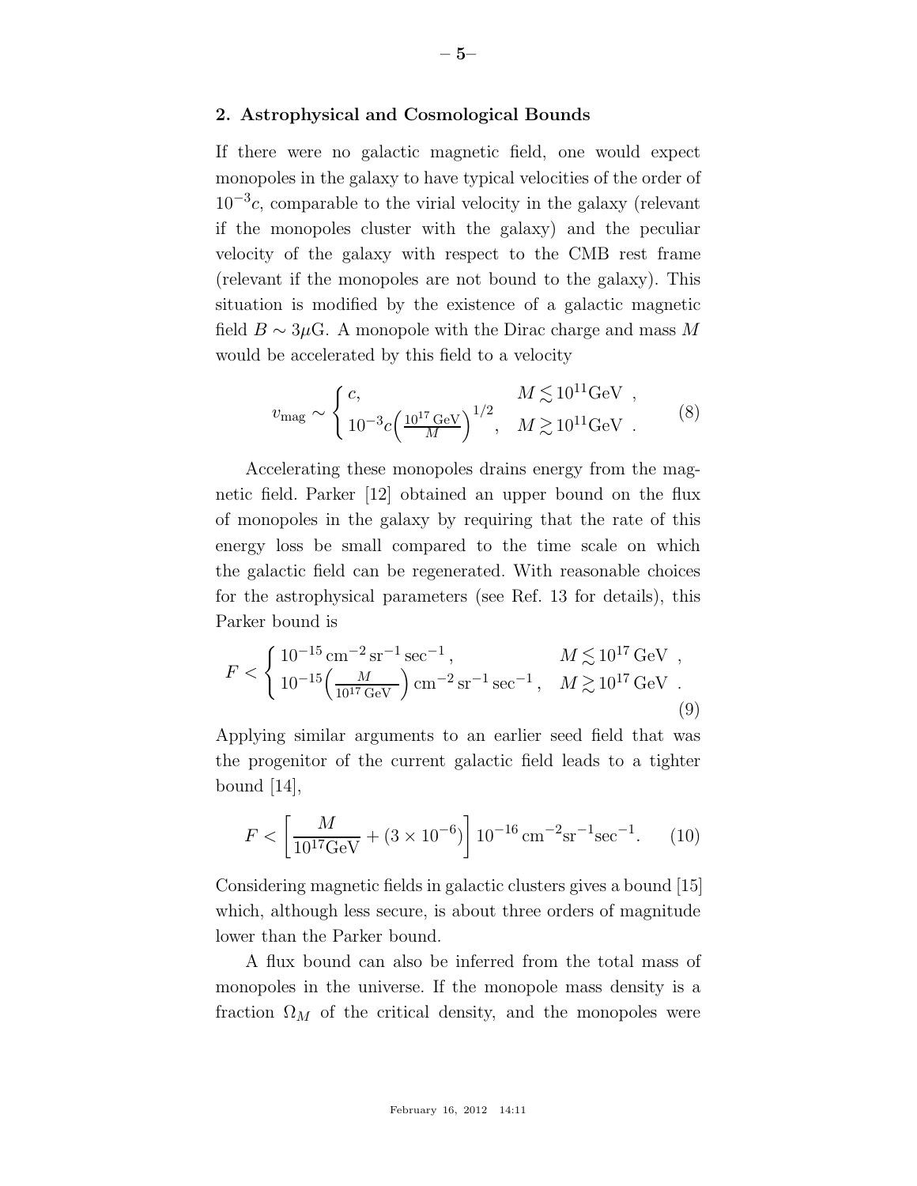## 2. Astrophysical and Cosmological Bounds

If there were no galactic magnetic field, one would expect monopoles in the galaxy to have typical velocities of the order of $10^{-3}c$, comparable to the virial velocity in the galaxy (relevant if the monopoles cluster with the galaxy) and the peculiar velocity of the galaxy with respect to the CMB rest frame (relevant if the monopoles are not bound to the galaxy). This situation is modified by the existence of a galactic magnetic field $B \sim 3\mu$G. A monopole with the Dirac charge and mass $M$ would be accelerated by this field to a velocity

$$v_{\rm mag} \sim \begin{cases} c, & M \lesssim 10^{11}\mathrm{GeV} \ , \\ 10^{-3}c\Big(\frac{10^{17}\,\mathrm{GeV}}{M}\Big)^{1/2}, & M \gtrsim 10^{11}\mathrm{GeV} \ . \end{cases} \tag{8}$$

Accelerating these monopoles drains energy from the magnetic field. Parker [12] obtained an upper bound on the flux of monopoles in the galaxy by requiring that the rate of this energy loss be small compared to the time scale on which the galactic field can be regenerated. With reasonable choices for the astrophysical parameters (see Ref. 13 for details), this Parker bound is

$$F < \begin{cases} 10^{-15}\,\mathrm{cm}^{-2}\,\mathrm{sr}^{-1}\,\mathrm{sec}^{-1}\,, & M \lesssim 10^{17}\,\mathrm{GeV} \ , \\ 10^{-15}\Big(\frac{M}{10^{17}\,\mathrm{GeV}}\Big)\,\mathrm{cm}^{-2}\,\mathrm{sr}^{-1}\,\mathrm{sec}^{-1}\,, & M \gtrsim 10^{17}\,\mathrm{GeV} \ . \end{cases} \tag{9}$$

Applying similar arguments to an earlier seed field that was the progenitor of the current galactic field leads to a tighter bound [14],

$$F < \left[\frac{M}{10^{17}\mathrm{GeV}} + (3\times 10^{-6})\right] 10^{-16}\,\mathrm{cm}^{-2}\mathrm{sr}^{-1}\mathrm{sec}^{-1}. \tag{10}$$

Considering magnetic fields in galactic clusters gives a bound [15] which, although less secure, is about three orders of magnitude lower than the Parker bound.

A flux bound can also be inferred from the total mass of monopoles in the universe. If the monopole mass density is a fraction $\Omega_M$ of the critical density, and the monopoles were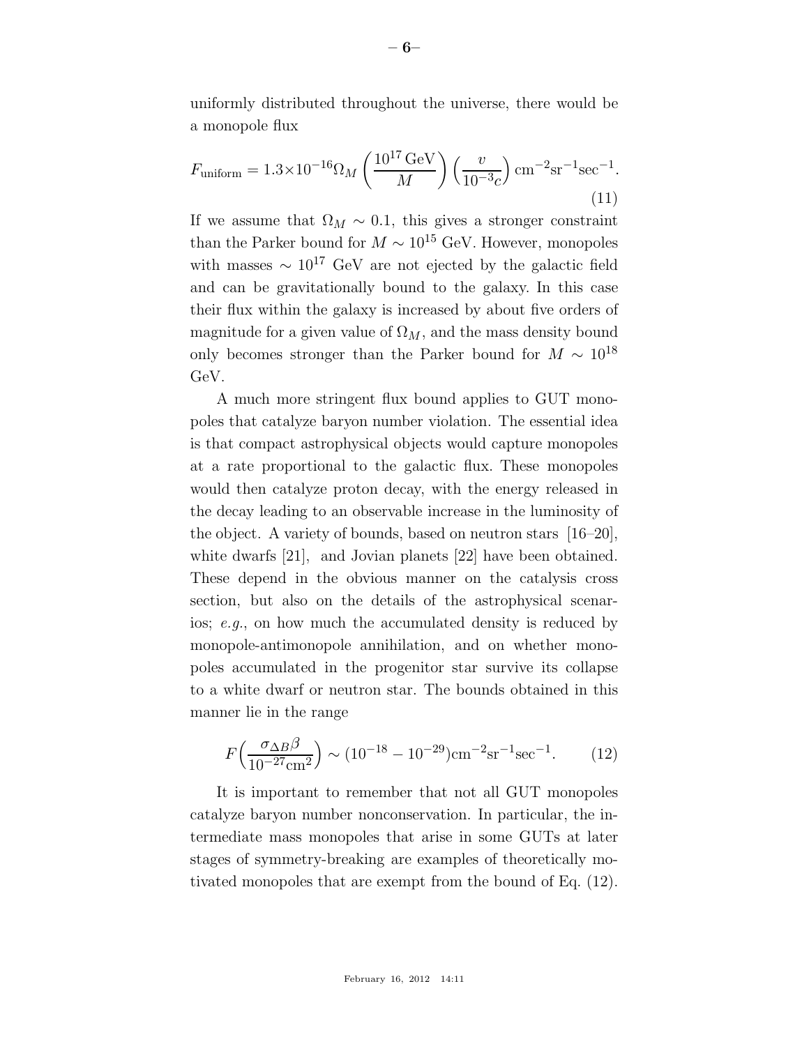uniformly distributed throughout the universe, there would be a monopole flux

$$F_{\rm uniform} = 1.3\times10^{-16}\Omega_M \left(\frac{10^{17}\,{\rm GeV}}{M}\right)\left(\frac{v}{10^{-3}c}\right){\rm cm}^{-2}{\rm sr}^{-1}{\rm sec}^{-1}. \tag{11}$$

If we assume that $\Omega_M \sim 0.1$, this gives a stronger constraint than the Parker bound for $M \sim 10^{15}$ GeV. However, monopoles with masses $\sim 10^{17}$ GeV are not ejected by the galactic field and can be gravitationally bound to the galaxy. In this case their flux within the galaxy is increased by about five orders of magnitude for a given value of $\Omega_M$, and the mass density bound only becomes stronger than the Parker bound for $M \sim 10^{18}$ GeV.

A much more stringent flux bound applies to GUT monopoles that catalyze baryon number violation. The essential idea is that compact astrophysical objects would capture monopoles at a rate proportional to the galactic flux. These monopoles would then catalyze proton decay, with the energy released in the decay leading to an observable increase in the luminosity of the object. A variety of bounds, based on neutron stars [16–20], white dwarfs [21], and Jovian planets [22] have been obtained. These depend in the obvious manner on the catalysis cross section, but also on the details of the astrophysical scenarios; *e.g.*, on how much the accumulated density is reduced by monopole-antimonopole annihilation, and on whether monopoles accumulated in the progenitor star survive its collapse to a white dwarf or neutron star. The bounds obtained in this manner lie in the range

$$F\Big(\frac{\sigma_{\Delta B}\beta}{10^{-27}{\rm cm}^2}\Big) \sim (10^{-18} - 10^{-29}){\rm cm}^{-2}{\rm sr}^{-1}{\rm sec}^{-1}. \tag{12}$$

It is important to remember that not all GUT monopoles catalyze baryon number nonconservation. In particular, the intermediate mass monopoles that arise in some GUTs at later stages of symmetry-breaking are examples of theoretically motivated monopoles that are exempt from the bound of Eq. (12).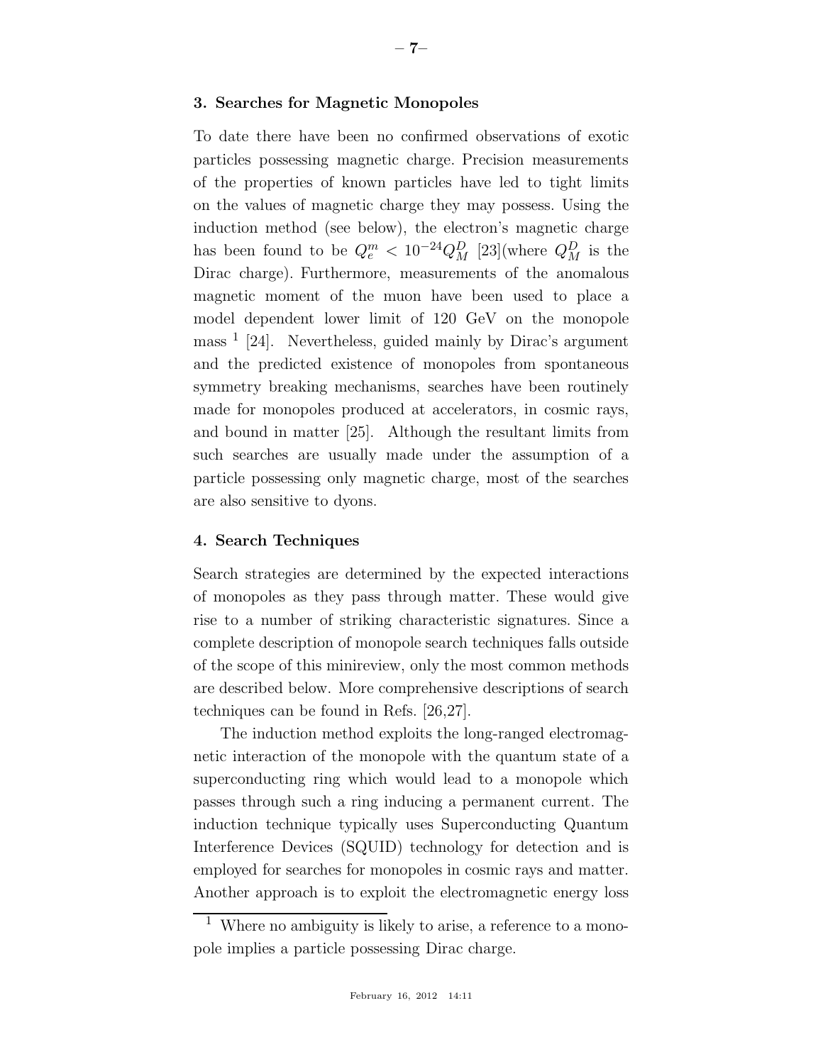## 3. Searches for Magnetic Monopoles

To date there have been no confirmed observations of exotic particles possessing magnetic charge. Precision measurements of the properties of known particles have led to tight limits on the values of magnetic charge they may possess. Using the induction method (see below), the electron's magnetic charge has been found to be $Q_e^m < 10^{-24} Q_M^D$ [23](where $Q_M^D$ is the Dirac charge). Furthermore, measurements of the anomalous magnetic moment of the muon have been used to place a model dependent lower limit of 120 GeV on the monopole mass [1] [24]. Nevertheless, guided mainly by Dirac's argument and the predicted existence of monopoles from spontaneous symmetry breaking mechanisms, searches have been routinely made for monopoles produced at accelerators, in cosmic rays, and bound in matter [25]. Although the resultant limits from such searches are usually made under the assumption of a particle possessing only magnetic charge, most of the searches are also sensitive to dyons.

## 4. Search Techniques

Search strategies are determined by the expected interactions of monopoles as they pass through matter. These would give rise to a number of striking characteristic signatures. Since a complete description of monopole search techniques falls outside of the scope of this minireview, only the most common methods are described below. More comprehensive descriptions of search techniques can be found in Refs. [26,27].

The induction method exploits the long-ranged electromagnetic interaction of the monopole with the quantum state of a superconducting ring which would lead to a monopole which passes through such a ring inducing a permanent current. The induction technique typically uses Superconducting Quantum Interference Devices (SQUID) technology for detection and is employed for searches for monopoles in cosmic rays and matter. Another approach is to exploit the electromagnetic energy loss

[1] Where no ambiguity is likely to arise, a reference to a monopole implies a particle possessing Dirac charge.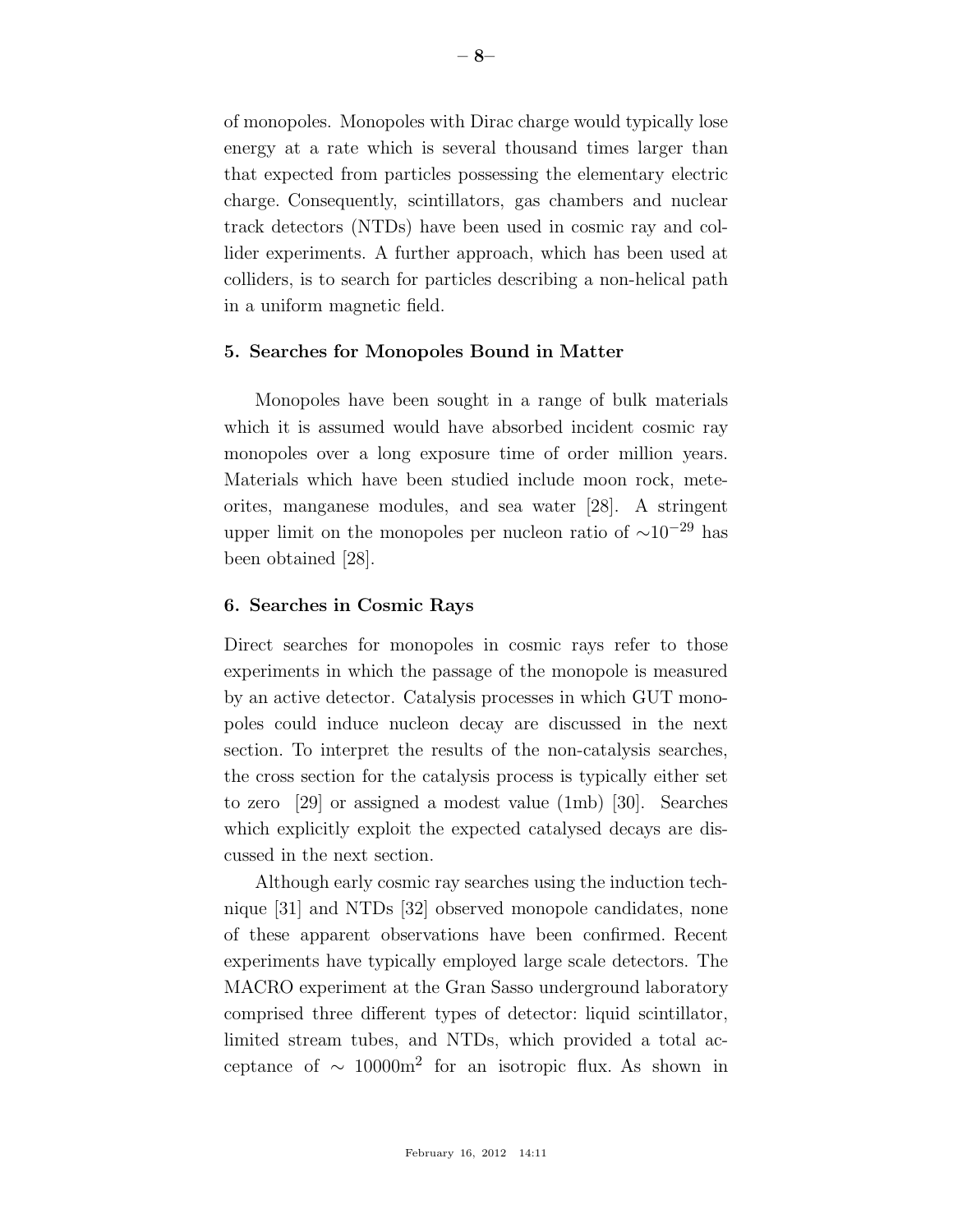of monopoles. Monopoles with Dirac charge would typically lose energy at a rate which is several thousand times larger than that expected from particles possessing the elementary electric charge. Consequently, scintillators, gas chambers and nuclear track detectors (NTDs) have been used in cosmic ray and collider experiments. A further approach, which has been used at colliders, is to search for particles describing a non-helical path in a uniform magnetic field.

## 5. Searches for Monopoles Bound in Matter

Monopoles have been sought in a range of bulk materials which it is assumed would have absorbed incident cosmic ray monopoles over a long exposure time of order million years. Materials which have been studied include moon rock, meteorites, manganese modules, and sea water [28]. A stringent upper limit on the monopoles per nucleon ratio of $\sim 10^{-29}$ has been obtained [28].

## 6. Searches in Cosmic Rays

Direct searches for monopoles in cosmic rays refer to those experiments in which the passage of the monopole is measured by an active detector. Catalysis processes in which GUT monopoles could induce nucleon decay are discussed in the next section. To interpret the results of the non-catalysis searches, the cross section for the catalysis process is typically either set to zero [29] or assigned a modest value (1mb) [30]. Searches which explicitly exploit the expected catalysed decays are discussed in the next section.

Although early cosmic ray searches using the induction technique [31] and NTDs [32] observed monopole candidates, none of these apparent observations have been confirmed. Recent experiments have typically employed large scale detectors. The MACRO experiment at the Gran Sasso underground laboratory comprised three different types of detector: liquid scintillator, limited stream tubes, and NTDs, which provided a total acceptance of $\sim$ 10000m$^2$ for an isotropic flux. As shown in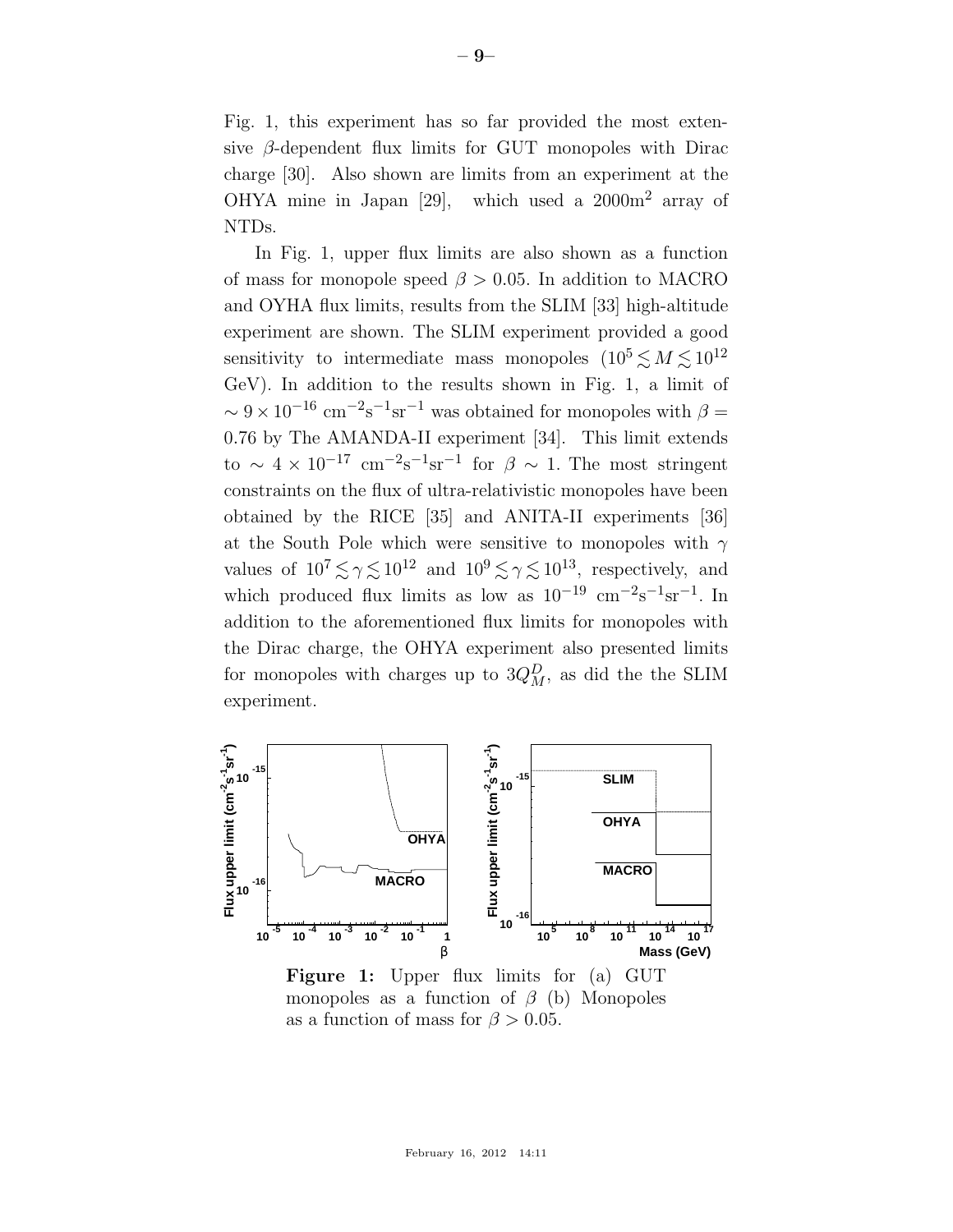Fig. 1, this experiment has so far provided the most extensive $\beta$-dependent flux limits for GUT monopoles with Dirac charge [30]. Also shown are limits from an experiment at the OHYA mine in Japan [29], which used a 2000m$^2$ array of NTDs.

In Fig. 1, upper flux limits are also shown as a function of mass for monopole speed $\beta > 0.05$. In addition to MACRO and OYHA flux limits, results from the SLIM [33] high-altitude experiment are shown. The SLIM experiment provided a good sensitivity to intermediate mass monopoles ($10^5 \lesssim M \lesssim 10^{12}$ GeV). In addition to the results shown in Fig. 1, a limit of $\sim 9 \times 10^{-16}$ cm$^{-2}$s$^{-1}$sr$^{-1}$ was obtained for monopoles with $\beta = 0.76$ by The AMANDA-II experiment [34]. This limit extends to $\sim 4 \times 10^{-17}$ cm$^{-2}$s$^{-1}$sr$^{-1}$ for $\beta \sim 1$. The most stringent constraints on the flux of ultra-relativistic monopoles have been obtained by the RICE [35] and ANITA-II experiments [36] at the South Pole which were sensitive to monopoles with $\gamma$ values of $10^7 \lesssim \gamma \lesssim 10^{12}$ and $10^9 \lesssim \gamma \lesssim 10^{13}$, respectively, and which produced flux limits as low as $10^{-19}$ cm$^{-2}$s$^{-1}$sr$^{-1}$. In addition to the aforementioned flux limits for monopoles with the Dirac charge, the OHYA experiment also presented limits for monopoles with charges up to $3Q_M^D$, as did the the SLIM experiment.

**Figure 1:** Upper flux limits for (a) GUT monopoles as a function of $\beta$ (b) Monopoles as a function of mass for $\beta > 0.05$.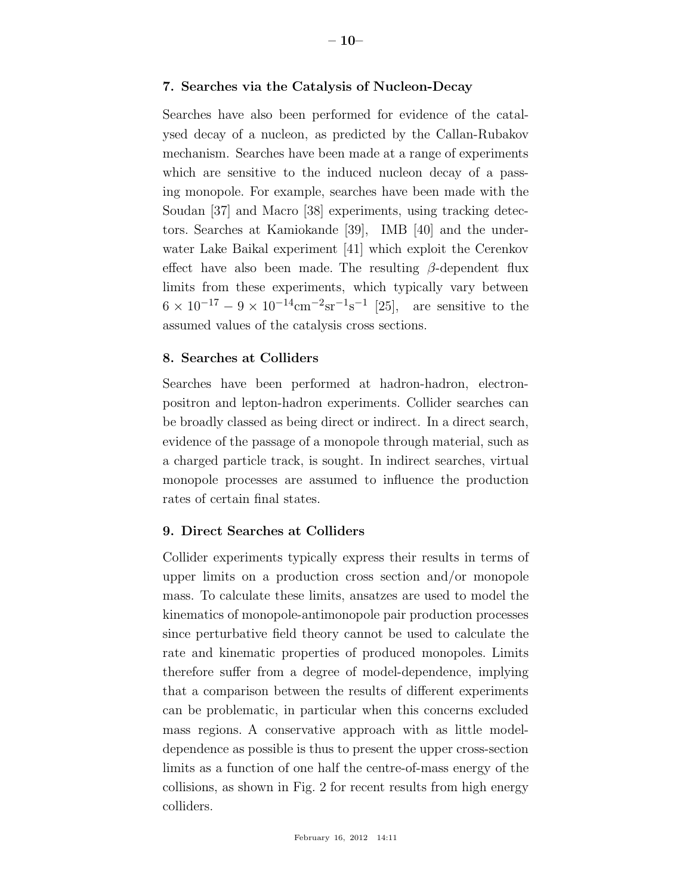## 7. Searches via the Catalysis of Nucleon-Decay

Searches have also been performed for evidence of the catalysed decay of a nucleon, as predicted by the Callan-Rubakov mechanism. Searches have been made at a range of experiments which are sensitive to the induced nucleon decay of a passing monopole. For example, searches have been made with the Soudan [37] and Macro [38] experiments, using tracking detectors. Searches at Kamiokande [39], IMB [40] and the underwater Lake Baikal experiment [41] which exploit the Cerenkov effect have also been made. The resulting $\beta$-dependent flux limits from these experiments, which typically vary between $6 \times 10^{-17} - 9 \times 10^{-14} \mathrm{cm}^{-2}\mathrm{sr}^{-1}\mathrm{s}^{-1}$ [25], are sensitive to the assumed values of the catalysis cross sections.

## 8. Searches at Colliders

Searches have been performed at hadron-hadron, electron-positron and lepton-hadron experiments. Collider searches can be broadly classed as being direct or indirect. In a direct search, evidence of the passage of a monopole through material, such as a charged particle track, is sought. In indirect searches, virtual monopole processes are assumed to influence the production rates of certain final states.

## 9. Direct Searches at Colliders

Collider experiments typically express their results in terms of upper limits on a production cross section and/or monopole mass. To calculate these limits, ansatzes are used to model the kinematics of monopole-antimonopole pair production processes since perturbative field theory cannot be used to calculate the rate and kinematic properties of produced monopoles. Limits therefore suffer from a degree of model-dependence, implying that a comparison between the results of different experiments can be problematic, in particular when this concerns excluded mass regions. A conservative approach with as little model-dependence as possible is thus to present the upper cross-section limits as a function of one half the centre-of-mass energy of the collisions, as shown in Fig. 2 for recent results from high energy colliders.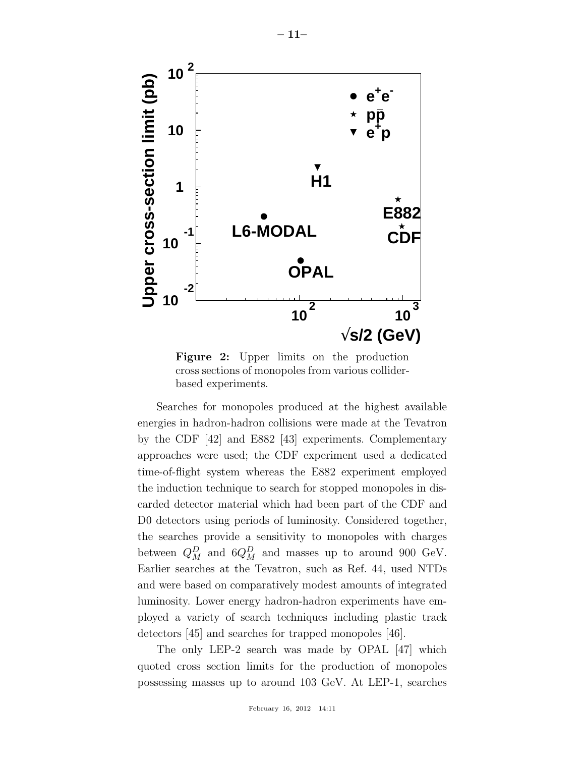**Figure 2:** Upper limits on the production cross sections of monopoles from various collider-based experiments.

Searches for monopoles produced at the highest available energies in hadron-hadron collisions were made at the Tevatron by the CDF [42] and E882 [43] experiments. Complementary approaches were used; the CDF experiment used a dedicated time-of-flight system whereas the E882 experiment employed the induction technique to search for stopped monopoles in discarded detector material which had been part of the CDF and D0 detectors using periods of luminosity. Considered together, the searches provide a sensitivity to monopoles with charges between $Q_M^D$ and $6Q_M^D$ and masses up to around 900 GeV. Earlier searches at the Tevatron, such as Ref. 44, used NTDs and were based on comparatively modest amounts of integrated luminosity. Lower energy hadron-hadron experiments have employed a variety of search techniques including plastic track detectors [45] and searches for trapped monopoles [46].

The only LEP-2 search was made by OPAL [47] which quoted cross section limits for the production of monopoles possessing masses up to around 103 GeV. At LEP-1, searches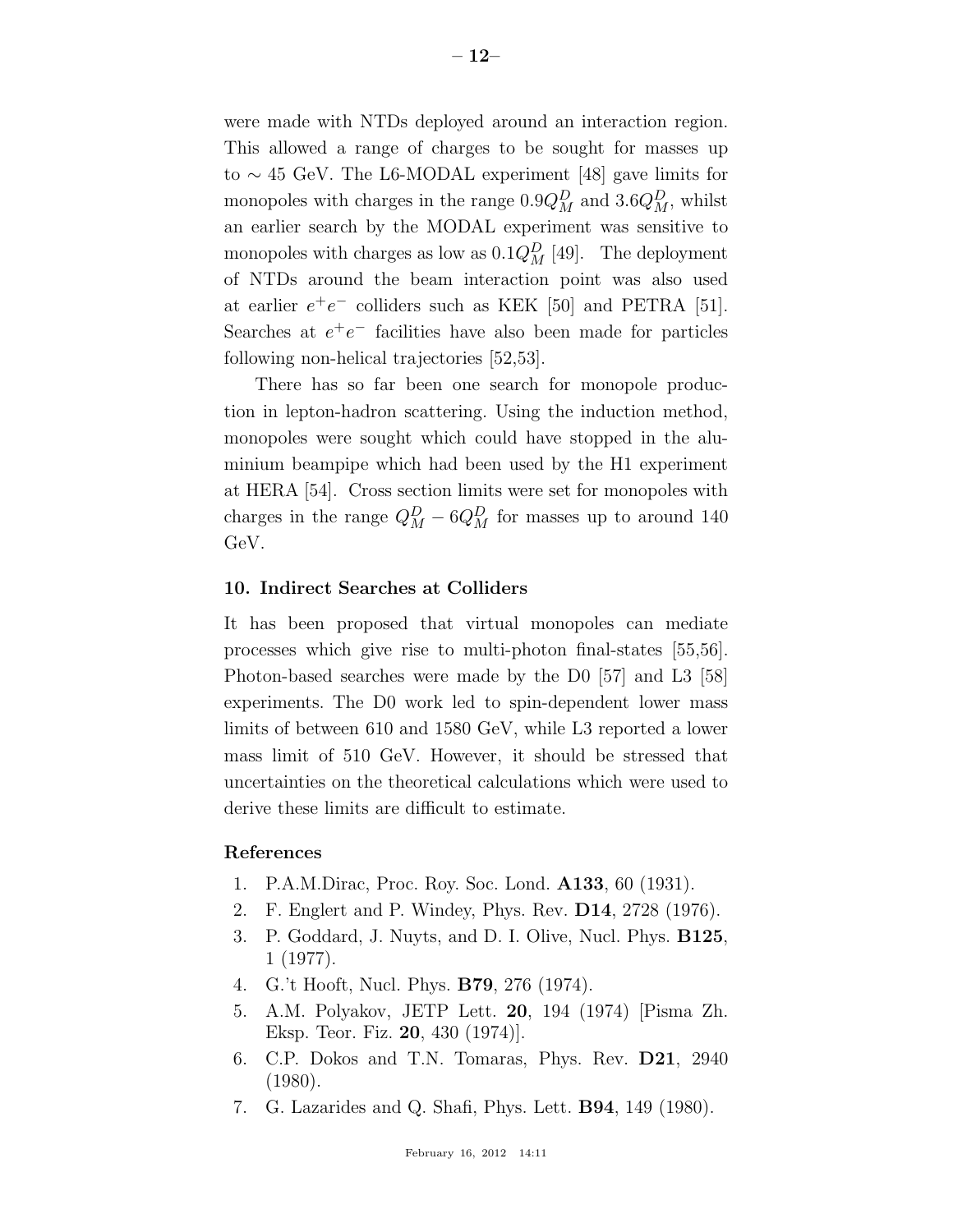were made with NTDs deployed around an interaction region. This allowed a range of charges to be sought for masses up to $\sim 45$ GeV. The L6-MODAL experiment [48] gave limits for monopoles with charges in the range $0.9Q_M^D$ and $3.6Q_M^D$, whilst an earlier search by the MODAL experiment was sensitive to monopoles with charges as low as $0.1Q_M^D$ [49]. The deployment of NTDs around the beam interaction point was also used at earlier $e^+e^-$ colliders such as KEK [50] and PETRA [51]. Searches at $e^+e^-$ facilities have also been made for particles following non-helical trajectories [52,53].

There has so far been one search for monopole production in lepton-hadron scattering. Using the induction method, monopoles were sought which could have stopped in the aluminium beampipe which had been used by the H1 experiment at HERA [54]. Cross section limits were set for monopoles with charges in the range $Q_M^D - 6Q_M^D$ for masses up to around 140 GeV.

## 10. Indirect Searches at Colliders

It has been proposed that virtual monopoles can mediate processes which give rise to multi-photon final-states [55,56]. Photon-based searches were made by the D0 [57] and L3 [58] experiments. The D0 work led to spin-dependent lower mass limits of between 610 and 1580 GeV, while L3 reported a lower mass limit of 510 GeV. However, it should be stressed that uncertainties on the theoretical calculations which were used to derive these limits are difficult to estimate.

## References

1. P.A.M.Dirac, Proc. Roy. Soc. Lond. **A133**, 60 (1931).
2. F. Englert and P. Windey, Phys. Rev. **D14**, 2728 (1976).
3. P. Goddard, J. Nuyts, and D. I. Olive, Nucl. Phys. **B125**, 1 (1977).
4. G.'t Hooft, Nucl. Phys. **B79**, 276 (1974).
5. A.M. Polyakov, JETP Lett. **20**, 194 (1974) [Pisma Zh. Eksp. Teor. Fiz. **20**, 430 (1974)].
6. C.P. Dokos and T.N. Tomaras, Phys. Rev. **D21**, 2940 (1980).
7. G. Lazarides and Q. Shafi, Phys. Lett. **B94**, 149 (1980).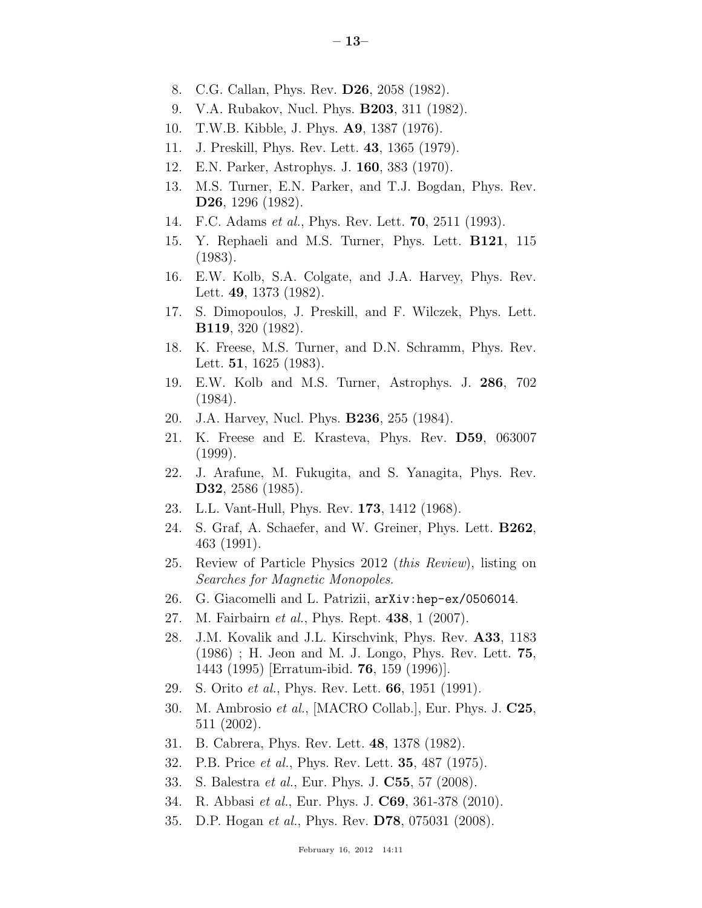8. C.G. Callan, Phys. Rev. **D26**, 2058 (1982).
9. V.A. Rubakov, Nucl. Phys. **B203**, 311 (1982).
10. T.W.B. Kibble, J. Phys. **A9**, 1387 (1976).
11. J. Preskill, Phys. Rev. Lett. **43**, 1365 (1979).
12. E.N. Parker, Astrophys. J. **160**, 383 (1970).
13. M.S. Turner, E.N. Parker, and T.J. Bogdan, Phys. Rev. **D26**, 1296 (1982).
14. F.C. Adams *et al.*, Phys. Rev. Lett. **70**, 2511 (1993).
15. Y. Rephaeli and M.S. Turner, Phys. Lett. **B121**, 115 (1983).
16. E.W. Kolb, S.A. Colgate, and J.A. Harvey, Phys. Rev. Lett. **49**, 1373 (1982).
17. S. Dimopoulos, J. Preskill, and F. Wilczek, Phys. Lett. **B119**, 320 (1982).
18. K. Freese, M.S. Turner, and D.N. Schramm, Phys. Rev. Lett. **51**, 1625 (1983).
19. E.W. Kolb and M.S. Turner, Astrophys. J. **286**, 702 (1984).
20. J.A. Harvey, Nucl. Phys. **B236**, 255 (1984).
21. K. Freese and E. Krasteva, Phys. Rev. **D59**, 063007 (1999).
22. J. Arafune, M. Fukugita, and S. Yanagita, Phys. Rev. **D32**, 2586 (1985).
23. L.L. Vant-Hull, Phys. Rev. **173**, 1412 (1968).
24. S. Graf, A. Schaefer, and W. Greiner, Phys. Lett. **B262**, 463 (1991).
25. Review of Particle Physics 2012 (*this Review*), listing on *Searches for Magnetic Monopoles*.
26. G. Giacomelli and L. Patrizii, `arXiv:hep-ex/0506014`.
27. M. Fairbairn *et al.*, Phys. Rept. **438**, 1 (2007).
28. J.M. Kovalik and J.L. Kirschvink, Phys. Rev. **A33**, 1183 (1986) ; H. Jeon and M. J. Longo, Phys. Rev. Lett. **75**, 1443 (1995) [Erratum-ibid. **76**, 159 (1996)].
29. S. Orito *et al.*, Phys. Rev. Lett. **66**, 1951 (1991).
30. M. Ambrosio *et al.*, [MACRO Collab.], Eur. Phys. J. **C25**, 511 (2002).
31. B. Cabrera, Phys. Rev. Lett. **48**, 1378 (1982).
32. P.B. Price *et al.*, Phys. Rev. Lett. **35**, 487 (1975).
33. S. Balestra *et al.*, Eur. Phys. J. **C55**, 57 (2008).
34. R. Abbasi *et al.*, Eur. Phys. J. **C69**, 361-378 (2010).
35. D.P. Hogan *et al.*, Phys. Rev. **D78**, 075031 (2008).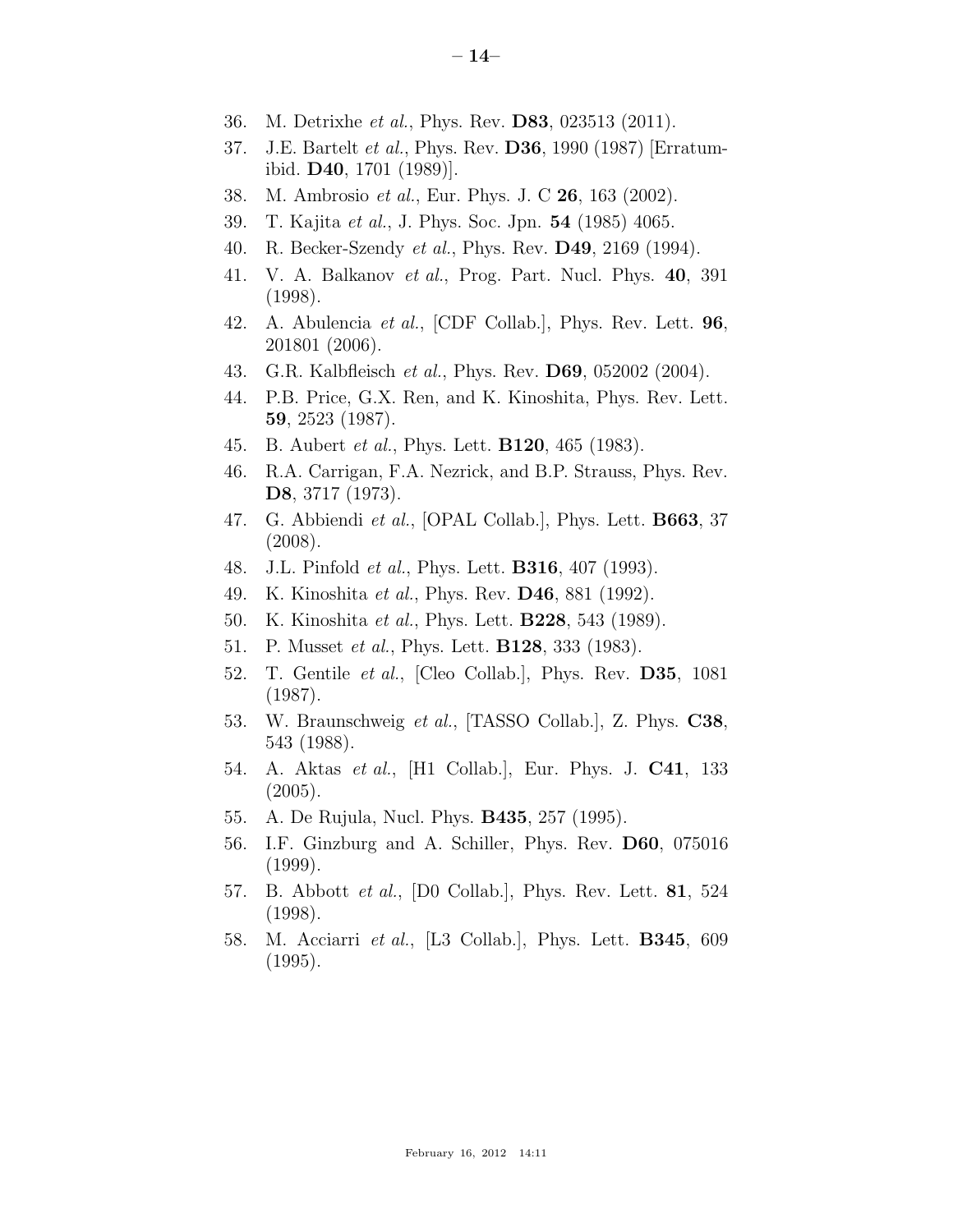36. M. Detrixhe *et al.*, Phys. Rev. **D83**, 023513 (2011).
37. J.E. Bartelt *et al.*, Phys. Rev. **D36**, 1990 (1987) [Erratum-ibid. **D40**, 1701 (1989)].
38. M. Ambrosio *et al.*, Eur. Phys. J. C **26**, 163 (2002).
39. T. Kajita *et al.*, J. Phys. Soc. Jpn. **54** (1985) 4065.
40. R. Becker-Szendy *et al.*, Phys. Rev. **D49**, 2169 (1994).
41. V. A. Balkanov *et al.*, Prog. Part. Nucl. Phys. **40**, 391 (1998).
42. A. Abulencia *et al.*, [CDF Collab.], Phys. Rev. Lett. **96**, 201801 (2006).
43. G.R. Kalbfleisch *et al.*, Phys. Rev. **D69**, 052002 (2004).
44. P.B. Price, G.X. Ren, and K. Kinoshita, Phys. Rev. Lett. **59**, 2523 (1987).
45. B. Aubert *et al.*, Phys. Lett. **B120**, 465 (1983).
46. R.A. Carrigan, F.A. Nezrick, and B.P. Strauss, Phys. Rev. **D8**, 3717 (1973).
47. G. Abbiendi *et al.*, [OPAL Collab.], Phys. Lett. **B663**, 37 (2008).
48. J.L. Pinfold *et al.*, Phys. Lett. **B316**, 407 (1993).
49. K. Kinoshita *et al.*, Phys. Rev. **D46**, 881 (1992).
50. K. Kinoshita *et al.*, Phys. Lett. **B228**, 543 (1989).
51. P. Musset *et al.*, Phys. Lett. **B128**, 333 (1983).
52. T. Gentile *et al.*, [Cleo Collab.], Phys. Rev. **D35**, 1081 (1987).
53. W. Braunschweig *et al.*, [TASSO Collab.], Z. Phys. **C38**, 543 (1988).
54. A. Aktas *et al.*, [H1 Collab.], Eur. Phys. J. **C41**, 133 (2005).
55. A. De Rujula, Nucl. Phys. **B435**, 257 (1995).
56. I.F. Ginzburg and A. Schiller, Phys. Rev. **D60**, 075016 (1999).
57. B. Abbott *et al.*, [D0 Collab.], Phys. Rev. Lett. **81**, 524 (1998).
58. M. Acciarri *et al.*, [L3 Collab.], Phys. Lett. **B345**, 609 (1995).